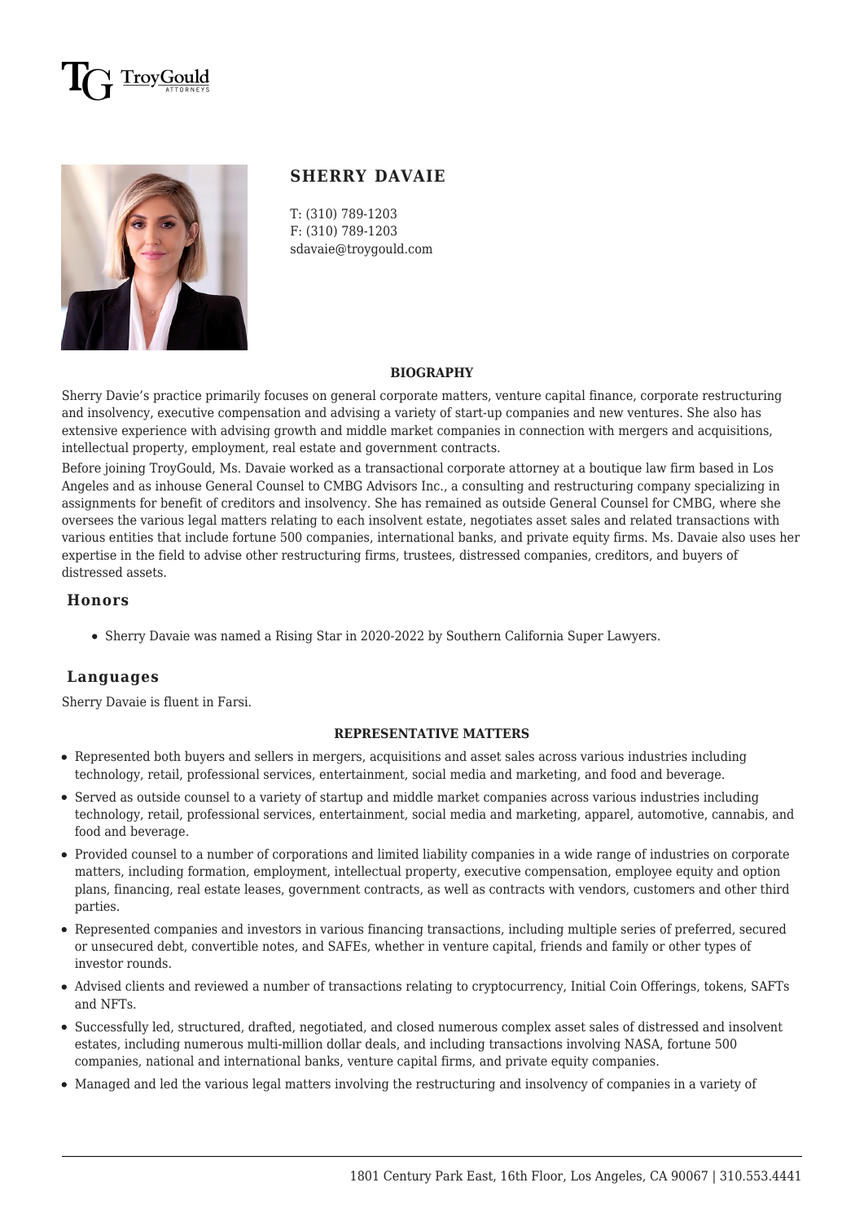# SHERRY DAVAIE

T: (310) 789-1203
F: (310) 789-1203
sdavaie@troygould.com

## BIOGRAPHY

Sherry Davie's practice primarily focuses on general corporate matters, venture capital finance, corporate restructuring and insolvency, executive compensation and advising a variety of start-up companies and new ventures. She also has extensive experience with advising growth and middle market companies in connection with mergers and acquisitions, intellectual property, employment, real estate and government contracts.

Before joining TroyGould, Ms. Davaie worked as a transactional corporate attorney at a boutique law firm based in Los Angeles and as inhouse General Counsel to CMBG Advisors Inc., a consulting and restructuring company specializing in assignments for benefit of creditors and insolvency. She has remained as outside General Counsel for CMBG, where she oversees the various legal matters relating to each insolvent estate, negotiates asset sales and related transactions with various entities that include fortune 500 companies, international banks, and private equity firms. Ms. Davaie also uses her expertise in the field to advise other restructuring firms, trustees, distressed companies, creditors, and buyers of distressed assets.

### Honors

- Sherry Davaie was named a Rising Star in 2020-2022 by Southern California Super Lawyers.

### Languages

Sherry Davaie is fluent in Farsi.

## REPRESENTATIVE MATTERS

- Represented both buyers and sellers in mergers, acquisitions and asset sales across various industries including technology, retail, professional services, entertainment, social media and marketing, and food and beverage.
- Served as outside counsel to a variety of startup and middle market companies across various industries including technology, retail, professional services, entertainment, social media and marketing, apparel, automotive, cannabis, and food and beverage.
- Provided counsel to a number of corporations and limited liability companies in a wide range of industries on corporate matters, including formation, employment, intellectual property, executive compensation, employee equity and option plans, financing, real estate leases, government contracts, as well as contracts with vendors, customers and other third parties.
- Represented companies and investors in various financing transactions, including multiple series of preferred, secured or unsecured debt, convertible notes, and SAFEs, whether in venture capital, friends and family or other types of investor rounds.
- Advised clients and reviewed a number of transactions relating to cryptocurrency, Initial Coin Offerings, tokens, SAFTs and NFTs.
- Successfully led, structured, drafted, negotiated, and closed numerous complex asset sales of distressed and insolvent estates, including numerous multi-million dollar deals, and including transactions involving NASA, fortune 500 companies, national and international banks, venture capital firms, and private equity companies.
- Managed and led the various legal matters involving the restructuring and insolvency of companies in a variety of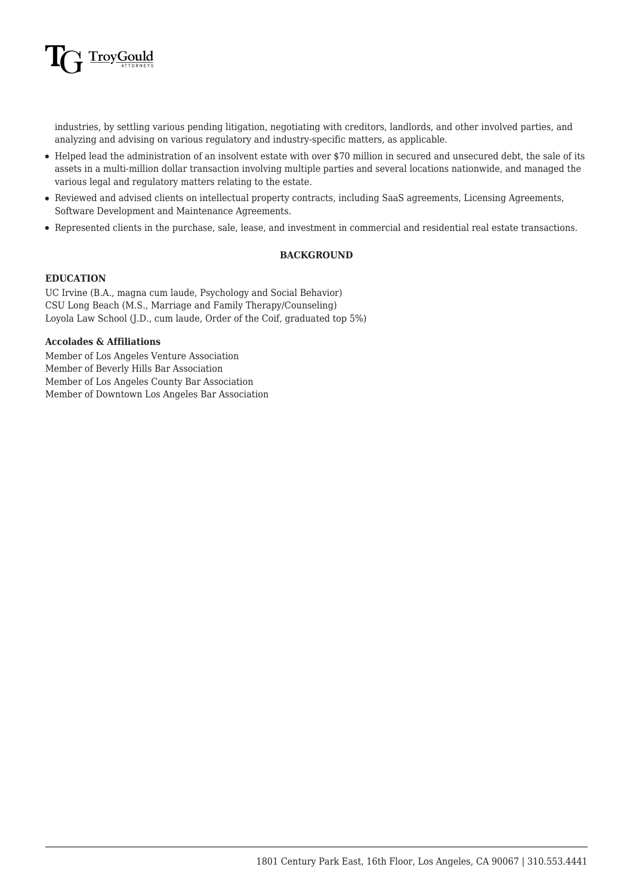industries, by settling various pending litigation, negotiating with creditors, landlords, and other involved parties, and analyzing and advising on various regulatory and industry-specific matters, as applicable.

- Helped lead the administration of an insolvent estate with over $70 million in secured and unsecured debt, the sale of its assets in a multi-million dollar transaction involving multiple parties and several locations nationwide, and managed the various legal and regulatory matters relating to the estate.
- Reviewed and advised clients on intellectual property contracts, including SaaS agreements, Licensing Agreements, Software Development and Maintenance Agreements.
- Represented clients in the purchase, sale, lease, and investment in commercial and residential real estate transactions.

## BACKGROUND

### EDUCATION

UC Irvine (B.A., magna cum laude, Psychology and Social Behavior)
CSU Long Beach (M.S., Marriage and Family Therapy/Counseling)
Loyola Law School (J.D., cum laude, Order of the Coif, graduated top 5%)

### Accolades & Affiliations

Member of Los Angeles Venture Association
Member of Beverly Hills Bar Association
Member of Los Angeles County Bar Association
Member of Downtown Los Angeles Bar Association